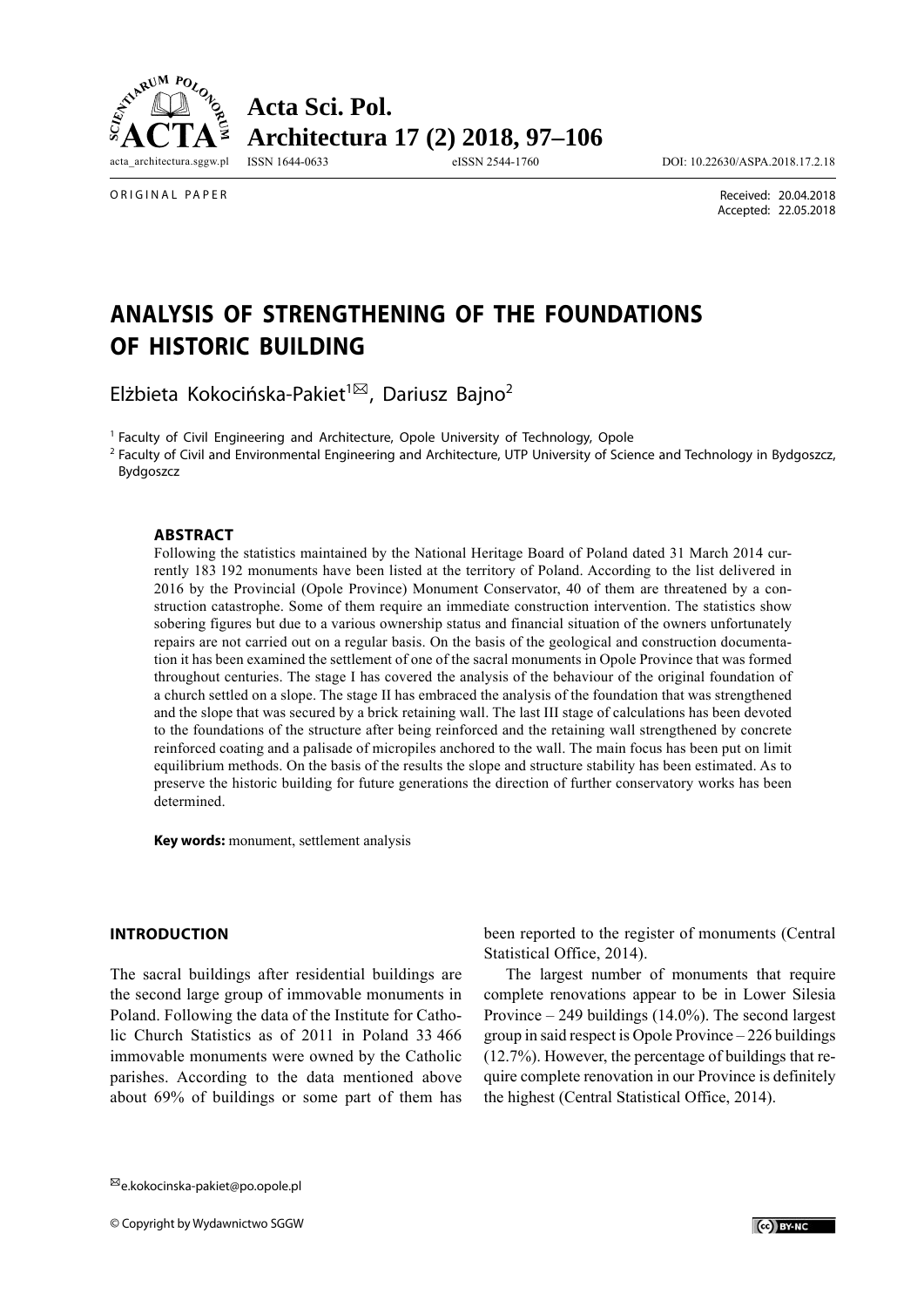ORIGINAL PAPER

Received: 20.04.2018
Accepted: 22.05.2018

# ANALYSIS OF STRENGTHENING OF THE FOUNDATIONS OF HISTORIC BUILDING

Elżbieta Kokocińska-Pakiet[1], Dariusz Bajno[2]

[1] Faculty of Civil Engineering and Architecture, Opole University of Technology, Opole
[2] Faculty of Civil and Environmental Engineering and Architecture, UTP University of Science and Technology in Bydgoszcz, Bydgoszcz

## ABSTRACT

Following the statistics maintained by the National Heritage Board of Poland dated 31 March 2014 currently 183 192 monuments have been listed at the territory of Poland. According to the list delivered in 2016 by the Provincial (Opole Province) Monument Conservator, 40 of them are threatened by a construction catastrophe. Some of them require an immediate construction intervention. The statistics show sobering figures but due to a various ownership status and financial situation of the owners unfortunately repairs are not carried out on a regular basis. On the basis of the geological and construction documentation it has been examined the settlement of one of the sacral monuments in Opole Province that was formed throughout centuries. The stage I has covered the analysis of the behaviour of the original foundation of a church settled on a slope. The stage II has embraced the analysis of the foundation that was strengthened and the slope that was secured by a brick retaining wall. The last III stage of calculations has been devoted to the foundations of the structure after being reinforced and the retaining wall strengthened by concrete reinforced coating and a palisade of micropiles anchored to the wall. The main focus has been put on limit equilibrium methods. On the basis of the results the slope and structure stability has been estimated. As to preserve the historic building for future generations the direction of further conservatory works has been determined.

**Key words:** monument, settlement analysis

## INTRODUCTION

The sacral buildings after residential buildings are the second large group of immovable monuments in Poland. Following the data of the Institute for Catholic Church Statistics as of 2011 in Poland 33 466 immovable monuments were owned by the Catholic parishes. According to the data mentioned above about 69% of buildings or some part of them has been reported to the register of monuments (Central Statistical Office, 2014).

The largest number of monuments that require complete renovations appear to be in Lower Silesia Province – 249 buildings (14.0%). The second largest group in said respect is Opole Province – 226 buildings (12.7%). However, the percentage of buildings that require complete renovation in our Province is definitely the highest (Central Statistical Office, 2014).

e.kokocinska-pakiet@po.opole.pl

© Copyright by Wydawnictwo SGGW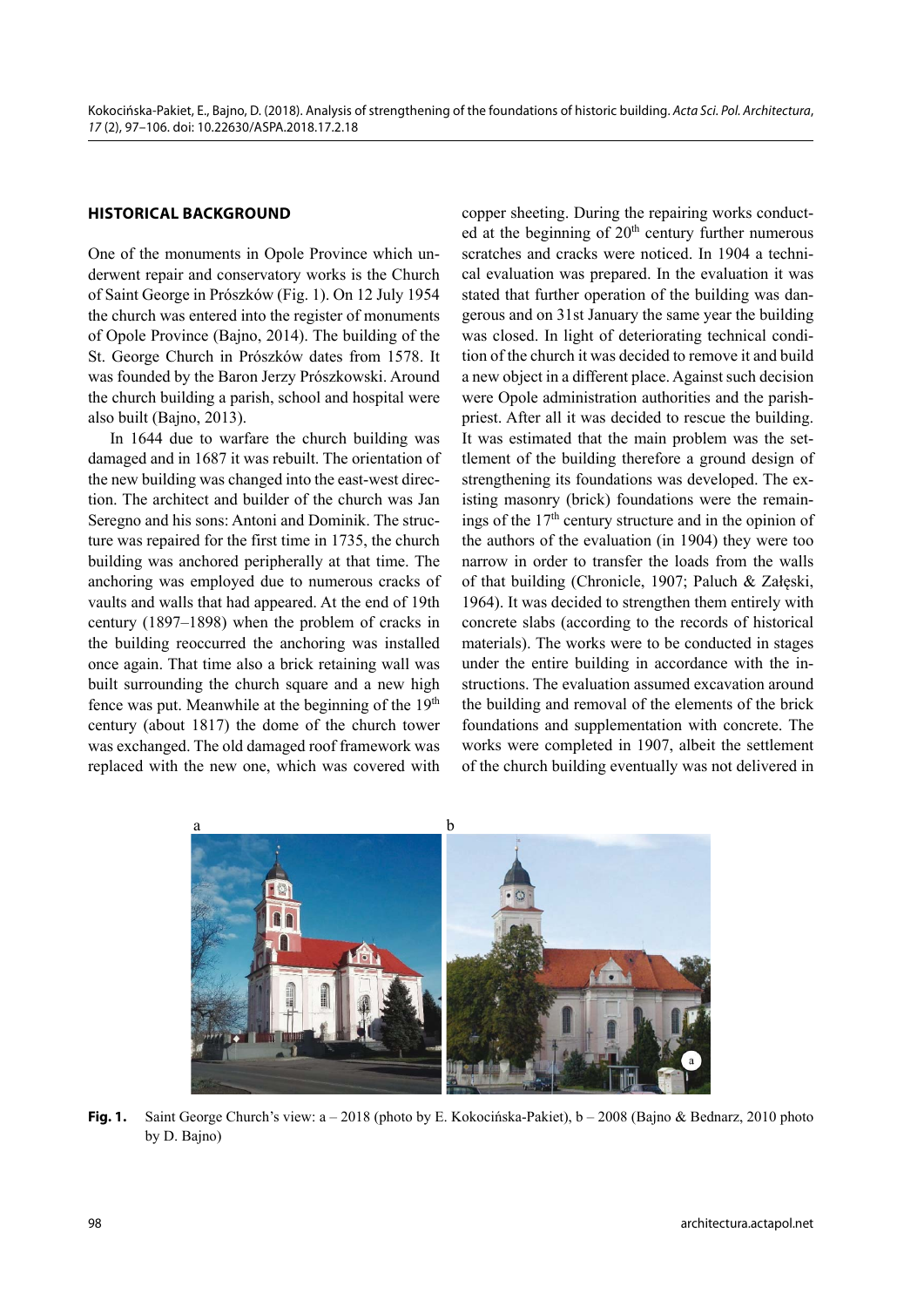## HISTORICAL BACKGROUND

One of the monuments in Opole Province which underwent repair and conservatory works is the Church of Saint George in Prószków (Fig. 1). On 12 July 1954 the church was entered into the register of monuments of Opole Province (Bajno, 2014). The building of the St. George Church in Prószków dates from 1578. It was founded by the Baron Jerzy Prószkowski. Around the church building a parish, school and hospital were also built (Bajno, 2013).

In 1644 due to warfare the church building was damaged and in 1687 it was rebuilt. The orientation of the new building was changed into the east-west direction. The architect and builder of the church was Jan Seregno and his sons: Antoni and Dominik. The structure was repaired for the first time in 1735, the church building was anchored peripherally at that time. The anchoring was employed due to numerous cracks of vaults and walls that had appeared. At the end of 19th century (1897–1898) when the problem of cracks in the building reoccurred the anchoring was installed once again. That time also a brick retaining wall was built surrounding the church square and a new high fence was put. Meanwhile at the beginning of the 19th century (about 1817) the dome of the church tower was exchanged. The old damaged roof framework was replaced with the new one, which was covered with copper sheeting. During the repairing works conducted at the beginning of 20th century further numerous scratches and cracks were noticed. In 1904 a technical evaluation was prepared. In the evaluation it was stated that further operation of the building was dangerous and on 31st January the same year the building was closed. In light of deteriorating technical condition of the church it was decided to remove it and build a new object in a different place. Against such decision were Opole administration authorities and the parish-priest. After all it was decided to rescue the building. It was estimated that the main problem was the settlement of the building therefore a ground design of strengthening its foundations was developed. The existing masonry (brick) foundations were the remainings of the 17th century structure and in the opinion of the authors of the evaluation (in 1904) they were too narrow in order to transfer the loads from the walls of that building (Chronicle, 1907; Paluch & Załęski, 1964). It was decided to strengthen them entirely with concrete slabs (according to the records of historical materials). The works were to be conducted in stages under the entire building in accordance with the instructions. The evaluation assumed excavation around the building and removal of the elements of the brick foundations and supplementation with concrete. The works were completed in 1907, albeit the settlement of the church building eventually was not delivered in

**Fig. 1.** Saint George Church's view: a – 2018 (photo by E. Kokocińska-Pakiet), b – 2008 (Bajno & Bednarz, 2010 photo by D. Bajno)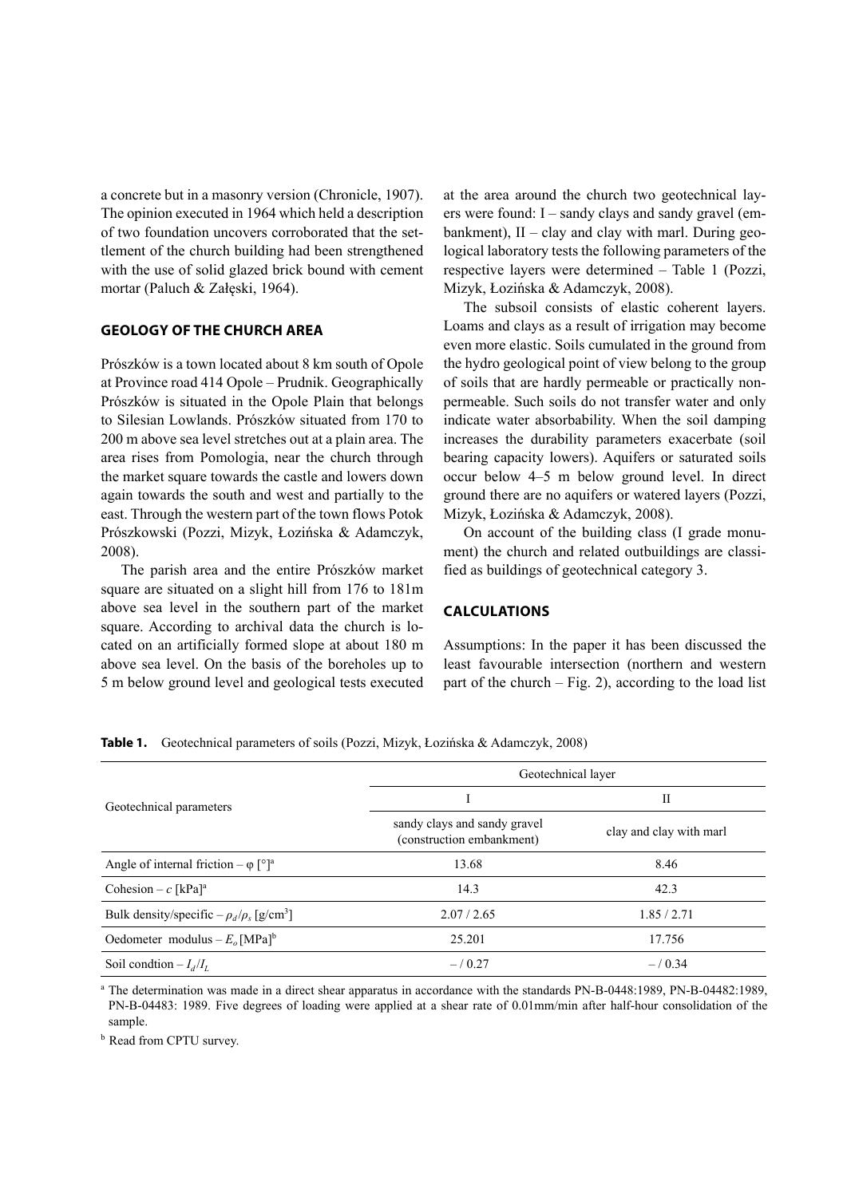a concrete but in a masonry version (Chronicle, 1907). The opinion executed in 1964 which held a description of two foundation uncovers corroborated that the settlement of the church building had been strengthened with the use of solid glazed brick bound with cement mortar (Paluch & Załęski, 1964).

## GEOLOGY OF THE CHURCH AREA

Prószków is a town located about 8 km south of Opole at Province road 414 Opole – Prudnik. Geographically Prószków is situated in the Opole Plain that belongs to Silesian Lowlands. Prószków situated from 170 to 200 m above sea level stretches out at a plain area. The area rises from Pomologia, near the church through the market square towards the castle and lowers down again towards the south and west and partially to the east. Through the western part of the town flows Potok Prószkowski (Pozzi, Mizyk, Łozińska & Adamczyk, 2008).

The parish area and the entire Prószków market square are situated on a slight hill from 176 to 181m above sea level in the southern part of the market square. According to archival data the church is located on an artificially formed slope at about 180 m above sea level. On the basis of the boreholes up to 5 m below ground level and geological tests executed at the area around the church two geotechnical layers were found: I – sandy clays and sandy gravel (embankment), II – clay and clay with marl. During geological laboratory tests the following parameters of the respective layers were determined – Table 1 (Pozzi, Mizyk, Łozińska & Adamczyk, 2008).

The subsoil consists of elastic coherent layers. Loams and clays as a result of irrigation may become even more elastic. Soils cumulated in the ground from the hydro geological point of view belong to the group of soils that are hardly permeable or practically non-permeable. Such soils do not transfer water and only indicate water absorbability. When the soil damping increases the durability parameters exacerbate (soil bearing capacity lowers). Aquifers or saturated soils occur below 4–5 m below ground level. In direct ground there are no aquifers or watered layers (Pozzi, Mizyk, Łozińska & Adamczyk, 2008).

On account of the building class (I grade monument) the church and related outbuildings are classified as buildings of geotechnical category 3.

## CALCULATIONS

Assumptions: In the paper it has been discussed the least favourable intersection (northern and western part of the church – Fig. 2), according to the load list

**Table 1.** Geotechnical parameters of soils (Pozzi, Mizyk, Łozińska & Adamczyk, 2008)

| Geotechnical parameters | Geotechnical layer | |
|---|---|---|
| | I | II |
| | sandy clays and sandy gravel (construction embankment) | clay and clay with marl |
| Angle of internal friction – $\varphi$ [°][a] | 13.68 | 8.46 |
| Cohesion – $c$ [kPa][a] | 14.3 | 42.3 |
| Bulk density/specific – $\rho_d/\rho_s$ [g/cm$^3$] | 2.07 / 2.65 | 1.85 / 2.71 |
| Oedometer modulus – $E_o$ [MPa][b] | 25.201 | 17.756 |
| Soil condtion – $I_d/I_L$ | – / 0.27 | – / 0.34 |

[a] The determination was made in a direct shear apparatus in accordance with the standards PN-B-0448:1989, PN-B-04482:1989, PN-B-04483: 1989. Five degrees of loading were applied at a shear rate of 0.01mm/min after half-hour consolidation of the sample.

[b] Read from CPTU survey.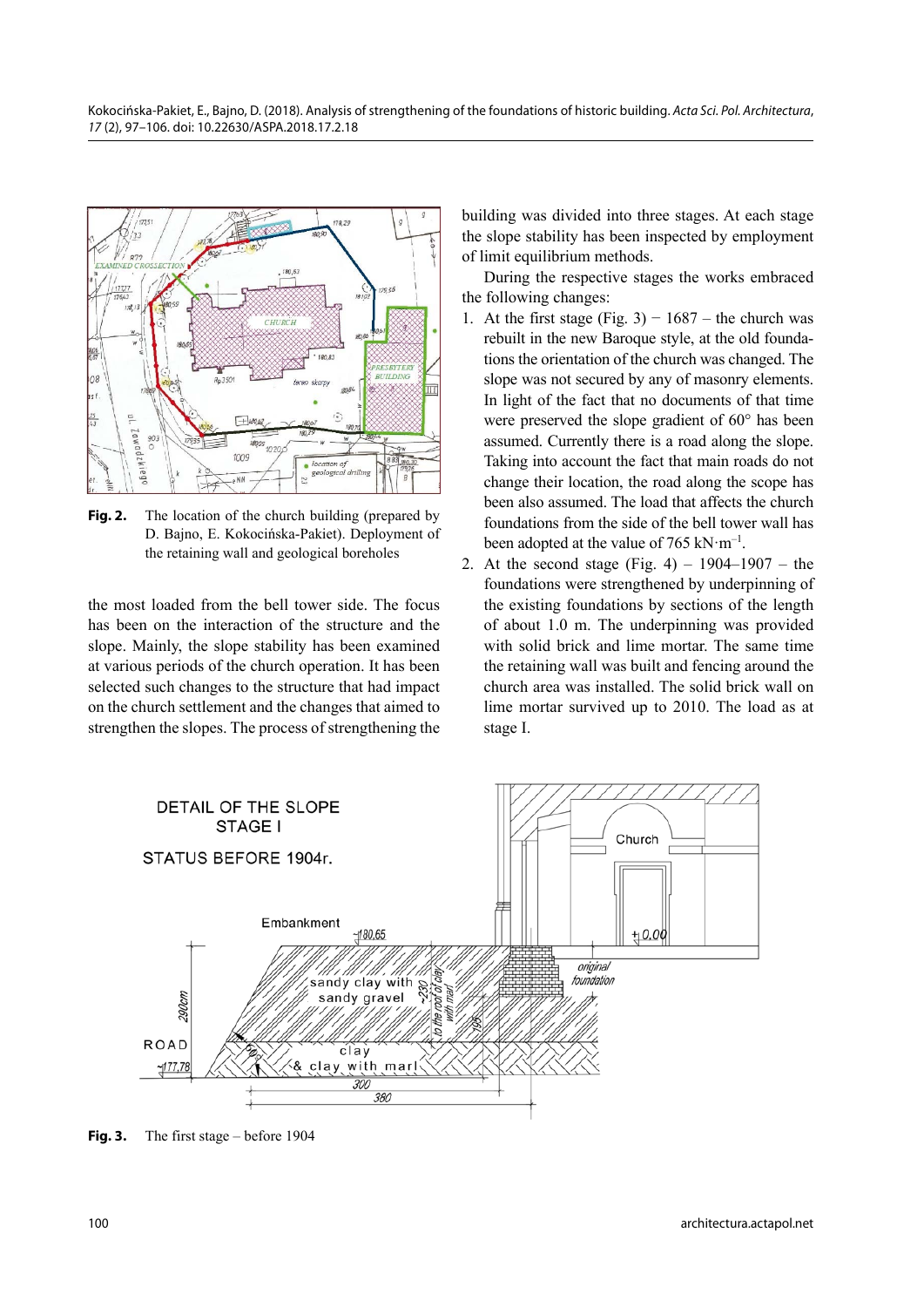Fig. 2. The location of the church building (prepared by D. Bajno, E. Kokocińska-Pakiet). Deployment of the retaining wall and geological boreholes

the most loaded from the bell tower side. The focus has been on the interaction of the structure and the slope. Mainly, the slope stability has been examined at various periods of the church operation. It has been selected such changes to the structure that had impact on the church settlement and the changes that aimed to strengthen the slopes. The process of strengthening the building was divided into three stages. At each stage the slope stability has been inspected by employment of limit equilibrium methods.

During the respective stages the works embraced the following changes:

1. At the first stage (Fig. 3) − 1687 – the church was rebuilt in the new Baroque style, at the old foundations the orientation of the church was changed. The slope was not secured by any of masonry elements. In light of the fact that no documents of that time were preserved the slope gradient of 60° has been assumed. Currently there is a road along the slope. Taking into account the fact that main roads do not change their location, the road along the scope has been also assumed. The load that affects the church foundations from the side of the bell tower wall has been adopted at the value of 765 $kN \cdot m^{-1}$.
2. At the second stage (Fig. 4) – 1904–1907 – the foundations were strengthened by underpinning of the existing foundations by sections of the length of about 1.0 m. The underpinning was provided with solid brick and lime mortar. The same time the retaining wall was built and fencing around the church area was installed. The solid brick wall on lime mortar survived up to 2010. The load as at stage I.

Fig. 3. The first stage – before 1904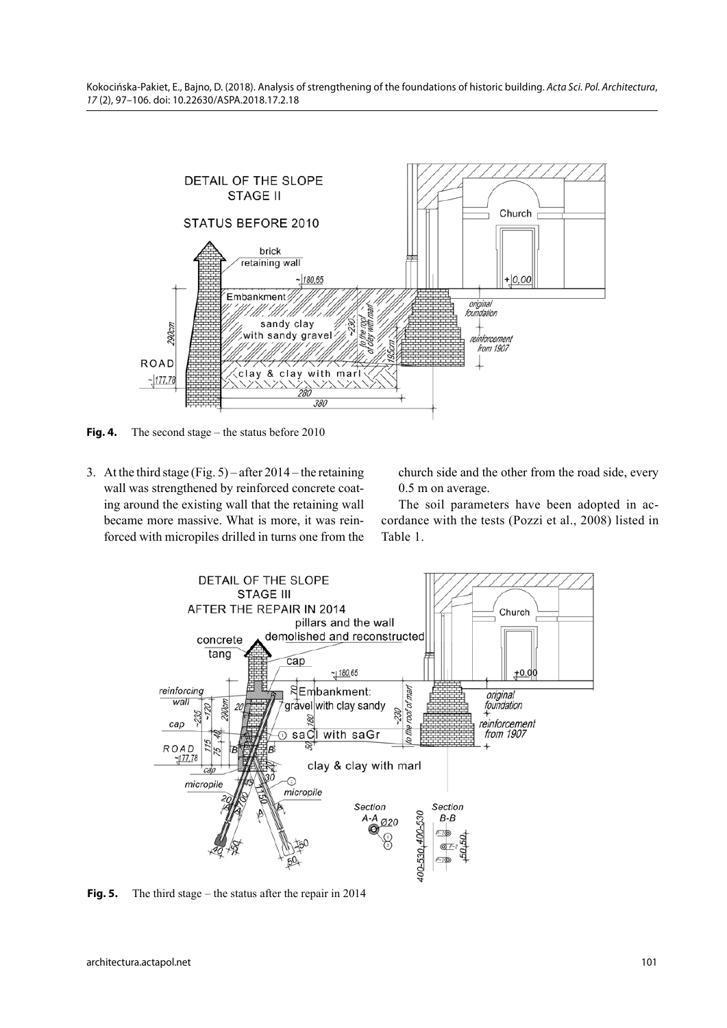**Fig. 4.** The second stage – the status before 2010

3. At the third stage (Fig. 5) – after 2014 – the retaining wall was strengthened by reinforced concrete coating around the existing wall that the retaining wall became more massive. What is more, it was reinforced with micropiles drilled in turns one from the church side and the other from the road side, every 0.5 m on average.

The soil parameters have been adopted in accordance with the tests (Pozzi et al., 2008) listed in Table 1.

**Fig. 5.** The third stage – the status after the repair in 2014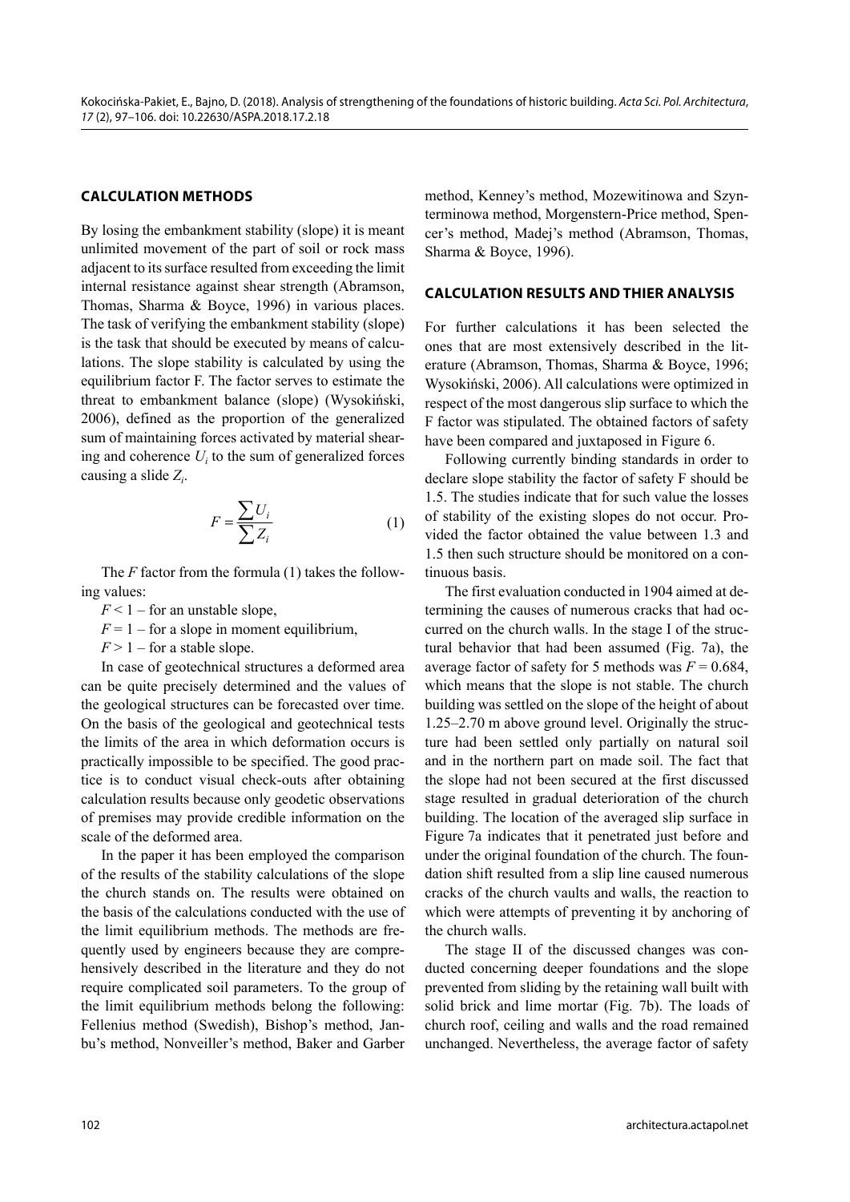## CALCULATION METHODS

By losing the embankment stability (slope) it is meant unlimited movement of the part of soil or rock mass adjacent to its surface resulted from exceeding the limit internal resistance against shear strength (Abramson, Thomas, Sharma & Boyce, 1996) in various places. The task of verifying the embankment stability (slope) is the task that should be executed by means of calculations. The slope stability is calculated by using the equilibrium factor F. The factor serves to estimate the threat to embankment balance (slope) (Wysokiński, 2006), defined as the proportion of the generalized sum of maintaining forces activated by material shearing and coherence $U_i$ to the sum of generalized forces causing a slide $Z_i$.

$$F = \frac{\sum U_i}{\sum Z_i} \tag{1}$$

The $F$ factor from the formula (1) takes the following values:

$F < 1$ – for an unstable slope,

$F = 1$ – for a slope in moment equilibrium,

$F > 1$ – for a stable slope.

In case of geotechnical structures a deformed area can be quite precisely determined and the values of the geological structures can be forecasted over time. On the basis of the geological and geotechnical tests the limits of the area in which deformation occurs is practically impossible to be specified. The good practice is to conduct visual check-outs after obtaining calculation results because only geodetic observations of premises may provide credible information on the scale of the deformed area.

In the paper it has been employed the comparison of the results of the stability calculations of the slope the church stands on. The results were obtained on the basis of the calculations conducted with the use of the limit equilibrium methods. The methods are frequently used by engineers because they are comprehensively described in the literature and they do not require complicated soil parameters. To the group of the limit equilibrium methods belong the following: Fellenius method (Swedish), Bishop's method, Janbu's method, Nonveiller's method, Baker and Garber method, Kenney's method, Mozewitinowa and Szynterminowa method, Morgenstern-Price method, Spencer's method, Madej's method (Abramson, Thomas, Sharma & Boyce, 1996).

## CALCULATION RESULTS AND THIER ANALYSIS

For further calculations it has been selected the ones that are most extensively described in the literature (Abramson, Thomas, Sharma & Boyce, 1996; Wysokiński, 2006). All calculations were optimized in respect of the most dangerous slip surface to which the F factor was stipulated. The obtained factors of safety have been compared and juxtaposed in Figure 6.

Following currently binding standards in order to declare slope stability the factor of safety F should be 1.5. The studies indicate that for such value the losses of stability of the existing slopes do not occur. Provided the factor obtained the value between 1.3 and 1.5 then such structure should be monitored on a continuous basis.

The first evaluation conducted in 1904 aimed at determining the causes of numerous cracks that had occurred on the church walls. In the stage I of the structural behavior that had been assumed (Fig. 7a), the average factor of safety for 5 methods was $F = 0.684$, which means that the slope is not stable. The church building was settled on the slope of the height of about 1.25–2.70 m above ground level. Originally the structure had been settled only partially on natural soil and in the northern part on made soil. The fact that the slope had not been secured at the first discussed stage resulted in gradual deterioration of the church building. The location of the averaged slip surface in Figure 7a indicates that it penetrated just before and under the original foundation of the church. The foundation shift resulted from a slip line caused numerous cracks of the church vaults and walls, the reaction to which were attempts of preventing it by anchoring of the church walls.

The stage II of the discussed changes was conducted concerning deeper foundations and the slope prevented from sliding by the retaining wall built with solid brick and lime mortar (Fig. 7b). The loads of church roof, ceiling and walls and the road remained unchanged. Nevertheless, the average factor of safety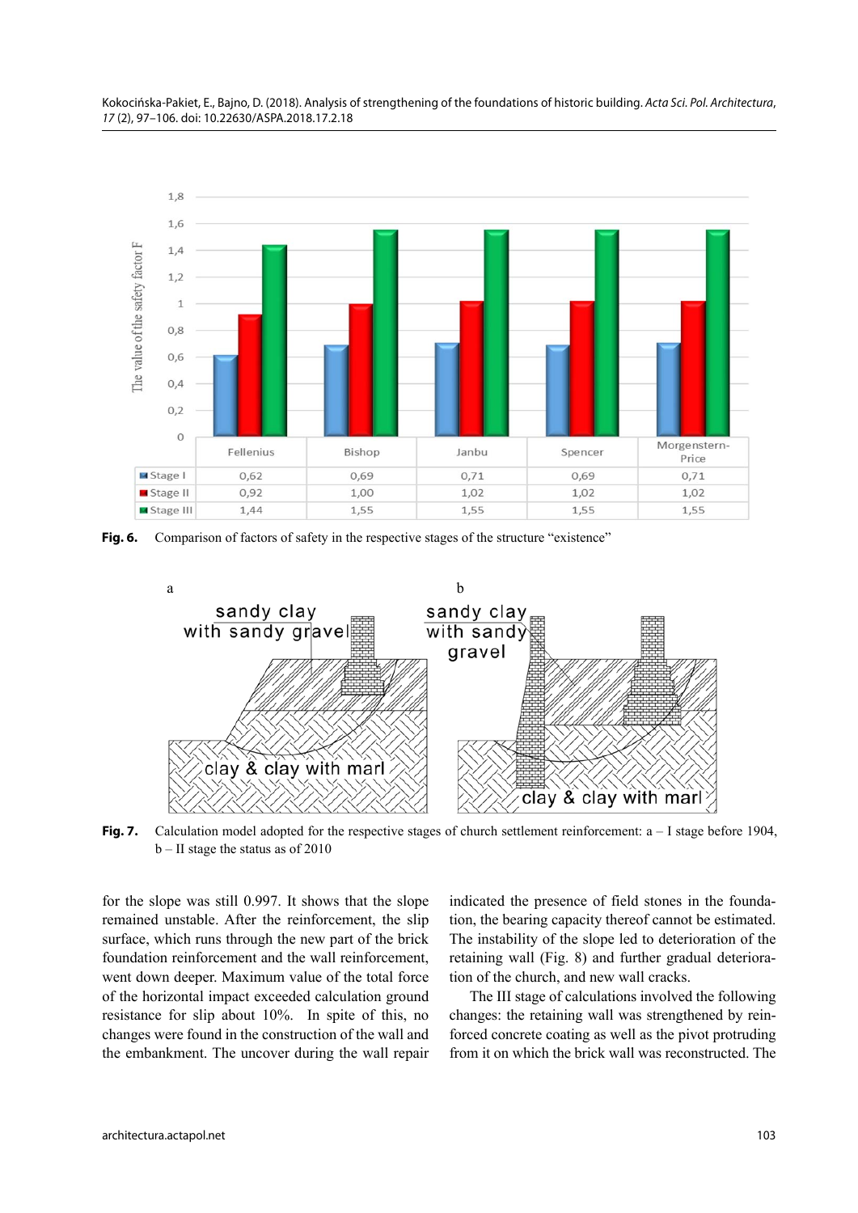| | Fellenius | Bishop | Janbu | Spencer | Morgenstern-Price |
|---|---|---|---|---|---|
| Stage I | 0,62 | 0,69 | 0,71 | 0,69 | 0,71 |
| Stage II | 0,92 | 1,00 | 1,02 | 1,02 | 1,02 |
| Stage III | 1,44 | 1,55 | 1,55 | 1,55 | 1,55 |

**Fig. 6.** Comparison of factors of safety in the respective stages of the structure "existence"

**Fig. 7.** Calculation model adopted for the respective stages of church settlement reinforcement: a – I stage before 1904, b – II stage the status as of 2010

for the slope was still 0.997. It shows that the slope remained unstable. After the reinforcement, the slip surface, which runs through the new part of the brick foundation reinforcement and the wall reinforcement, went down deeper. Maximum value of the total force of the horizontal impact exceeded calculation ground resistance for slip about 10%. In spite of this, no changes were found in the construction of the wall and the embankment. The uncover during the wall repair indicated the presence of field stones in the foundation, the bearing capacity thereof cannot be estimated. The instability of the slope led to deterioration of the retaining wall (Fig. 8) and further gradual deterioration of the church, and new wall cracks.

The III stage of calculations involved the following changes: the retaining wall was strengthened by reinforced concrete coating as well as the pivot protruding from it on which the brick wall was reconstructed. The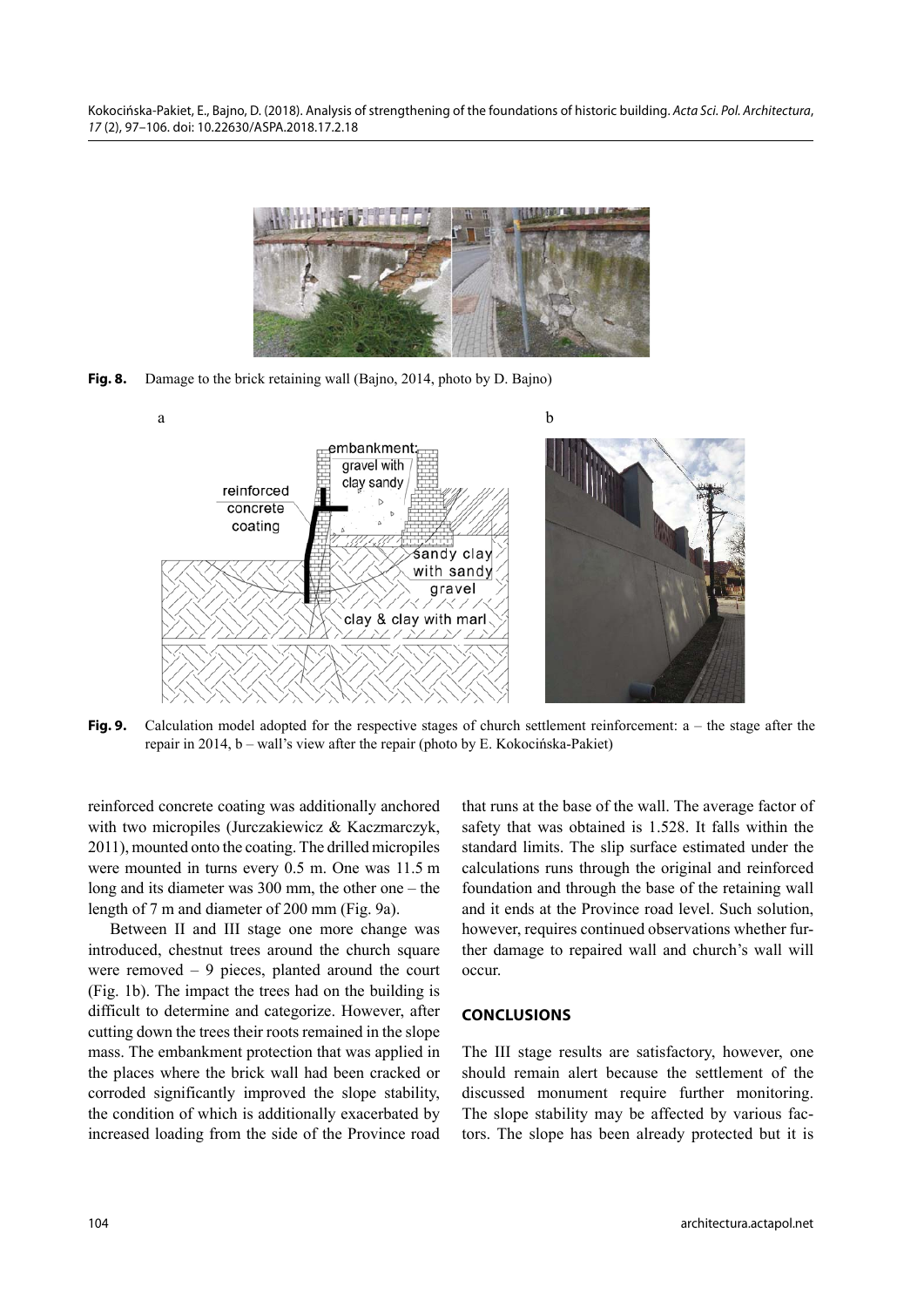**Fig. 8.** Damage to the brick retaining wall (Bajno, 2014, photo by D. Bajno)

**Fig. 9.** Calculation model adopted for the respective stages of church settlement reinforcement: a – the stage after the repair in 2014, b – wall's view after the repair (photo by E. Kokocińska-Pakiet)

reinforced concrete coating was additionally anchored with two micropiles (Jurczakiewicz & Kaczmarczyk, 2011), mounted onto the coating. The drilled micropiles were mounted in turns every 0.5 m. One was 11.5 m long and its diameter was 300 mm, the other one – the length of 7 m and diameter of 200 mm (Fig. 9a).

Between II and III stage one more change was introduced, chestnut trees around the church square were removed – 9 pieces, planted around the court (Fig. 1b). The impact the trees had on the building is difficult to determine and categorize. However, after cutting down the trees their roots remained in the slope mass. The embankment protection that was applied in the places where the brick wall had been cracked or corroded significantly improved the slope stability, the condition of which is additionally exacerbated by increased loading from the side of the Province road that runs at the base of the wall. The average factor of safety that was obtained is 1.528. It falls within the standard limits. The slip surface estimated under the calculations runs through the original and reinforced foundation and through the base of the retaining wall and it ends at the Province road level. Such solution, however, requires continued observations whether further damage to repaired wall and church's wall will occur.

## CONCLUSIONS

The III stage results are satisfactory, however, one should remain alert because the settlement of the discussed monument require further monitoring. The slope stability may be affected by various factors. The slope has been already protected but it is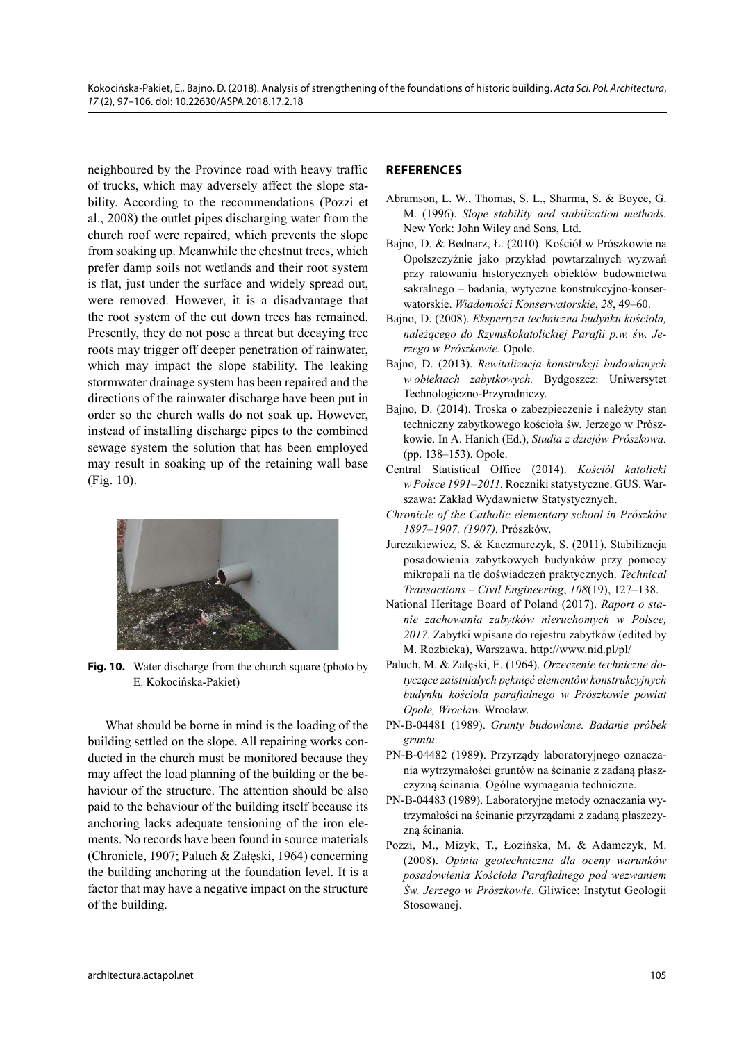neighboured by the Province road with heavy traffic of trucks, which may adversely affect the slope stability. According to the recommendations (Pozzi et al., 2008) the outlet pipes discharging water from the church roof were repaired, which prevents the slope from soaking up. Meanwhile the chestnut trees, which prefer damp soils not wetlands and their root system is flat, just under the surface and widely spread out, were removed. However, it is a disadvantage that the root system of the cut down trees has remained. Presently, they do not pose a threat but decaying tree roots may trigger off deeper penetration of rainwater, which may impact the slope stability. The leaking stormwater drainage system has been repaired and the directions of the rainwater discharge have been put in order so the church walls do not soak up. However, instead of installing discharge pipes to the combined sewage system the solution that has been employed may result in soaking up of the retaining wall base (Fig. 10).

**Fig. 10.** Water discharge from the church square (photo by E. Kokocińska-Pakiet)

What should be borne in mind is the loading of the building settled on the slope. All repairing works conducted in the church must be monitored because they may affect the load planning of the building or the behaviour of the structure. The attention should be also paid to the behaviour of the building itself because its anchoring lacks adequate tensioning of the iron elements. No records have been found in source materials (Chronicle, 1907; Paluch & Załęski, 1964) concerning the building anchoring at the foundation level. It is a factor that may have a negative impact on the structure of the building.

## REFERENCES

Abramson, L. W., Thomas, S. L., Sharma, S. & Boyce, G. M. (1996). *Slope stability and stabilization methods.* New York: John Wiley and Sons, Ltd.

Bajno, D. & Bednarz, Ł. (2010). Kościół w Prószkowie na Opolszczyźnie jako przykład powtarzalnych wyzwań przy ratowaniu historycznych obiektów budownictwa sakralnego – badania, wytyczne konstrukcyjno-konserwatorskie. *Wiadomości Konserwatorskie*, *28*, 49–60.

Bajno, D. (2008). *Ekspertyza techniczna budynku kościoła, należącego do Rzymskokatolickiej Parafii p.w. św. Jerzego w Prószkowie.* Opole.

Bajno, D. (2013). *Rewitalizacja konstrukcji budowlanych w obiektach zabytkowych.* Bydgoszcz: Uniwersytet Technologiczno-Przyrodniczy.

Bajno, D. (2014). Troska o zabezpieczenie i należyty stan techniczny zabytkowego kościoła św. Jerzego w Prószkowie. In A. Hanich (Ed.), *Studia z dziejów Prószkowa.* (pp. 138–153). Opole.

Central Statistical Office (2014). *Kościół katolicki w Polsce 1991–2011.* Roczniki statystyczne. GUS. Warszawa: Zakład Wydawnictw Statystycznych.

*Chronicle of the Catholic elementary school in Prószków 1897–1907. (1907).* Prószków.

Jurczakiewicz, S. & Kaczmarczyk, S. (2011). Stabilizacja posadowienia zabytkowych budynków przy pomocy mikropali na tle doświadczeń praktycznych. *Technical Transactions – Civil Engineering*, *108*(19), 127–138.

National Heritage Board of Poland (2017). *Raport o stanie zachowania zabytków nieruchomych w Polsce, 2017.* Zabytki wpisane do rejestru zabytków (edited by M. Rozbicka), Warszawa. http://www.nid.pl/pl/

Paluch, M. & Załęski, E. (1964). *Orzeczenie techniczne dotyczące zaistniałych pęknięć elementów konstrukcyjnych budynku kościoła parafialnego w Prószkowie powiat Opole, Wrocław.* Wrocław.

PN-B-04481 (1989). *Grunty budowlane. Badanie próbek gruntu*.

PN-B-04482 (1989). Przyrządy laboratoryjnego oznaczania wytrzymałości gruntów na ścinanie z zadaną płaszczyzną ścinania. Ogólne wymagania techniczne.

PN-B-04483 (1989). Laboratoryjne metody oznaczania wytrzymałości na ścinanie przyrządami z zadaną płaszczyzną ścinania.

Pozzi, M., Mizyk, T., Łozińska, M. & Adamczyk, M. (2008). *Opinia geotechniczna dla oceny warunków posadowienia Kościoła Parafialnego pod wezwaniem Św. Jerzego w Prószkowie.* Gliwice: Instytut Geologii Stosowanej.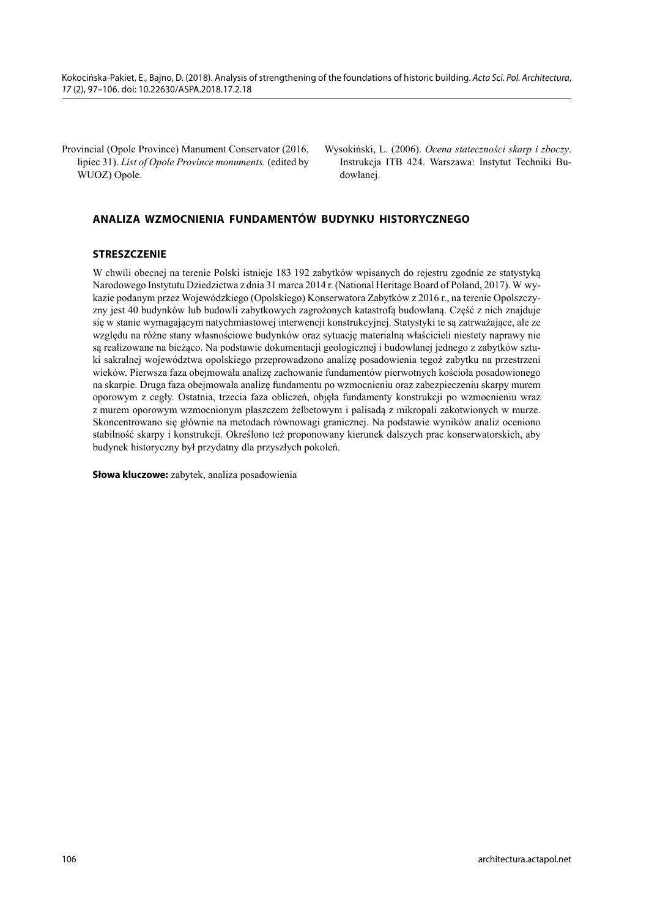Provincial (Opole Province) Manument Conservator (2016, lipiec 31). *List of Opole Province monuments.* (edited by WUOZ) Opole.

Wysokiński, L. (2006). *Ocena stateczności skarp i zboczy*. Instrukcja ITB 424. Warszawa: Instytut Techniki Budowlanej.

## ANALIZA WZMOCNIENIA FUNDAMENTÓW BUDYNKU HISTORYCZNEGO

### STRESZCZENIE

W chwili obecnej na terenie Polski istnieje 183 192 zabytków wpisanych do rejestru zgodnie ze statystyką Narodowego Instytutu Dziedzictwa z dnia 31 marca 2014 r. (National Heritage Board of Poland, 2017). W wykazie podanym przez Wojewódzkiego (Opolskiego) Konserwatora Zabytków z 2016 r., na terenie Opolszczyzny jest 40 budynków lub budowli zabytkowych zagrożonych katastrofą budowlaną. Część z nich znajduje się w stanie wymagającym natychmiastowej interwencji konstrukcyjnej. Statystyki te są zatrważające, ale ze względu na różne stany własnościowe budynków oraz sytuację materialną właścicieli niestety naprawy nie są realizowane na bieżąco. Na podstawie dokumentacji geologicznej i budowlanej jednego z zabytków sztuki sakralnej województwa opolskiego przeprowadzono analizę posadowienia tegoż zabytku na przestrzeni wieków. Pierwsza faza obejmowała analizę zachowanie fundamentów pierwotnych kościoła posadowionego na skarpie. Druga faza obejmowała analizę fundamentu po wzmocnieniu oraz zabezpieczeniu skarpy murem oporowym z cegły. Ostatnia, trzecia faza obliczeń, objęła fundamenty konstrukcji po wzmocnieniu wraz z murem oporowym wzmocnionym płaszczem żelbetowym i palisadą z mikropali zakotwionych w murze. Skoncentrowano się głównie na metodach równowagi granicznej. Na podstawie wyników analiz oceniono stabilność skarpy i konstrukcji. Określono też proponowany kierunek dalszych prac konserwatorskich, aby budynek historyczny był przydatny dla przyszłych pokoleń.

**Słowa kluczowe:** zabytek, analiza posadowienia